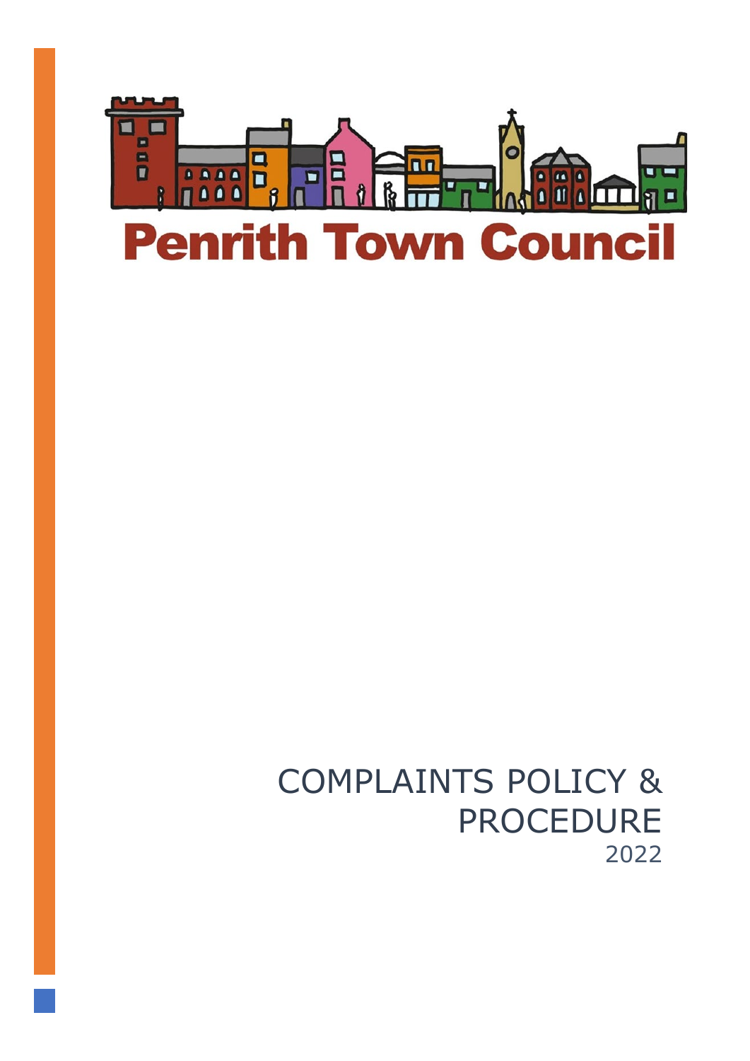Penrith Town Council

# COMPLAINTS POLICY & PROCEDURE

2022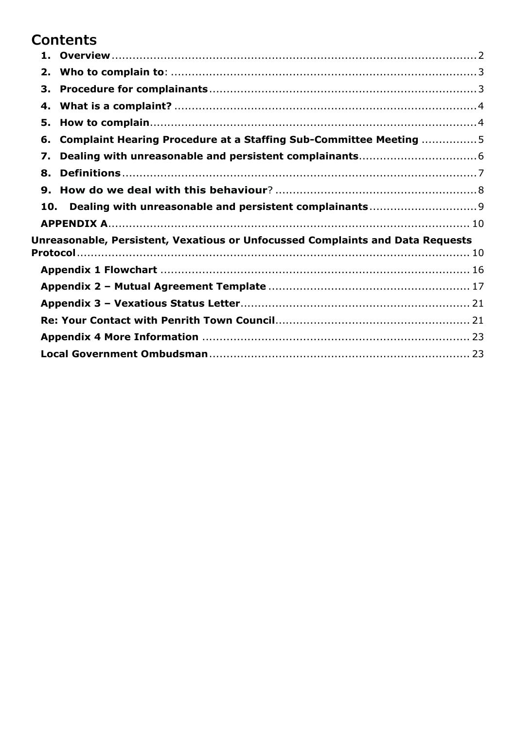# Contents

1. **Overview** .......... 2
2. **Who to complain to**: .......... 3
3. **Procedure for complainants** .......... 3
4. **What is a complaint?** .......... 4
5. **How to complain** .......... 4
6. **Complaint Hearing Procedure at a Staffing Sub-Committee Meeting** .......... 5
7. **Dealing with unreasonable and persistent complainants** .......... 6
8. **Definitions** .......... 7
9. **How do we deal with this behaviour**? .......... 8
10. **Dealing with unreasonable and persistent complainants** .......... 9

**APPENDIX A** .......... 10

**Unreasonable, Persistent, Vexatious or Unfocussed Complaints and Data Requests Protocol** .......... 10

**Appendix 1 Flowchart** .......... 16

**Appendix 2 – Mutual Agreement Template** .......... 17

**Appendix 3 – Vexatious Status Letter** .......... 21

**Re: Your Contact with Penrith Town Council** .......... 21

**Appendix 4 More Information** .......... 23

**Local Government Ombudsman** .......... 23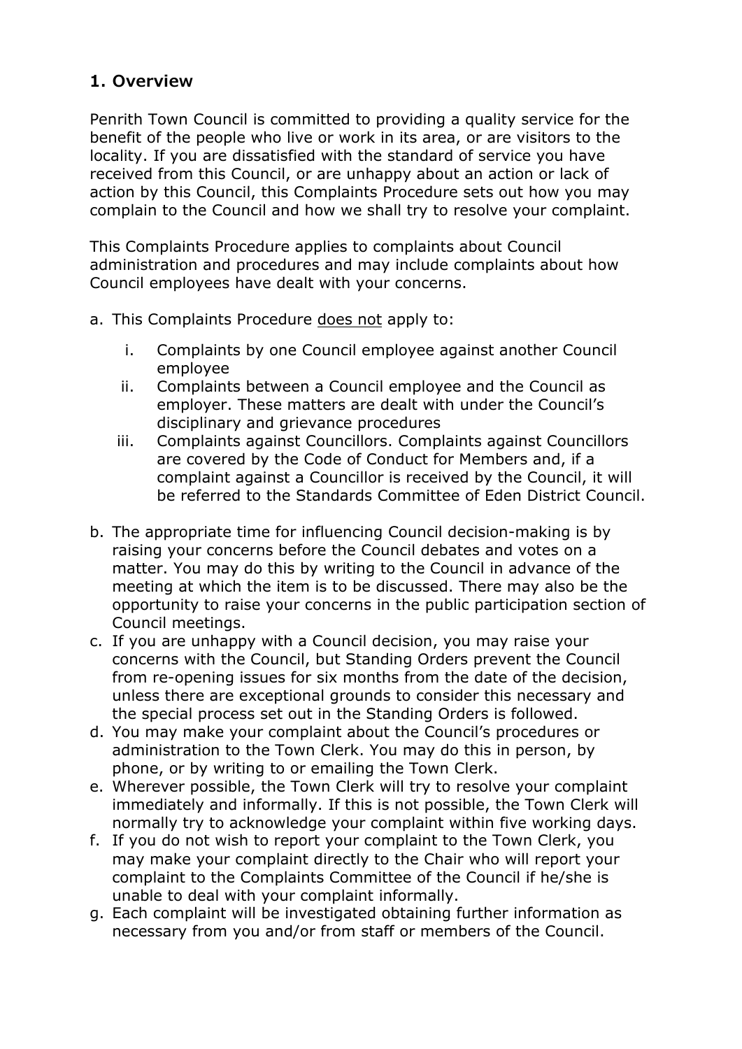## 1. Overview

Penrith Town Council is committed to providing a quality service for the benefit of the people who live or work in its area, or are visitors to the locality. If you are dissatisfied with the standard of service you have received from this Council, or are unhappy about an action or lack of action by this Council, this Complaints Procedure sets out how you may complain to the Council and how we shall try to resolve your complaint.

This Complaints Procedure applies to complaints about Council administration and procedures and may include complaints about how Council employees have dealt with your concerns.

a. This Complaints Procedure <u>does not</u> apply to:

    i. Complaints by one Council employee against another Council employee
    ii. Complaints between a Council employee and the Council as employer. These matters are dealt with under the Council's disciplinary and grievance procedures
    iii. Complaints against Councillors. Complaints against Councillors are covered by the Code of Conduct for Members and, if a complaint against a Councillor is received by the Council, it will be referred to the Standards Committee of Eden District Council.

b. The appropriate time for influencing Council decision-making is by raising your concerns before the Council debates and votes on a matter. You may do this by writing to the Council in advance of the meeting at which the item is to be discussed. There may also be the opportunity to raise your concerns in the public participation section of Council meetings.
c. If you are unhappy with a Council decision, you may raise your concerns with the Council, but Standing Orders prevent the Council from re-opening issues for six months from the date of the decision, unless there are exceptional grounds to consider this necessary and the special process set out in the Standing Orders is followed.
d. You may make your complaint about the Council's procedures or administration to the Town Clerk. You may do this in person, by phone, or by writing to or emailing the Town Clerk.
e. Wherever possible, the Town Clerk will try to resolve your complaint immediately and informally. If this is not possible, the Town Clerk will normally try to acknowledge your complaint within five working days.
f. If you do not wish to report your complaint to the Town Clerk, you may make your complaint directly to the Chair who will report your complaint to the Complaints Committee of the Council if he/she is unable to deal with your complaint informally.
g. Each complaint will be investigated obtaining further information as necessary from you and/or from staff or members of the Council.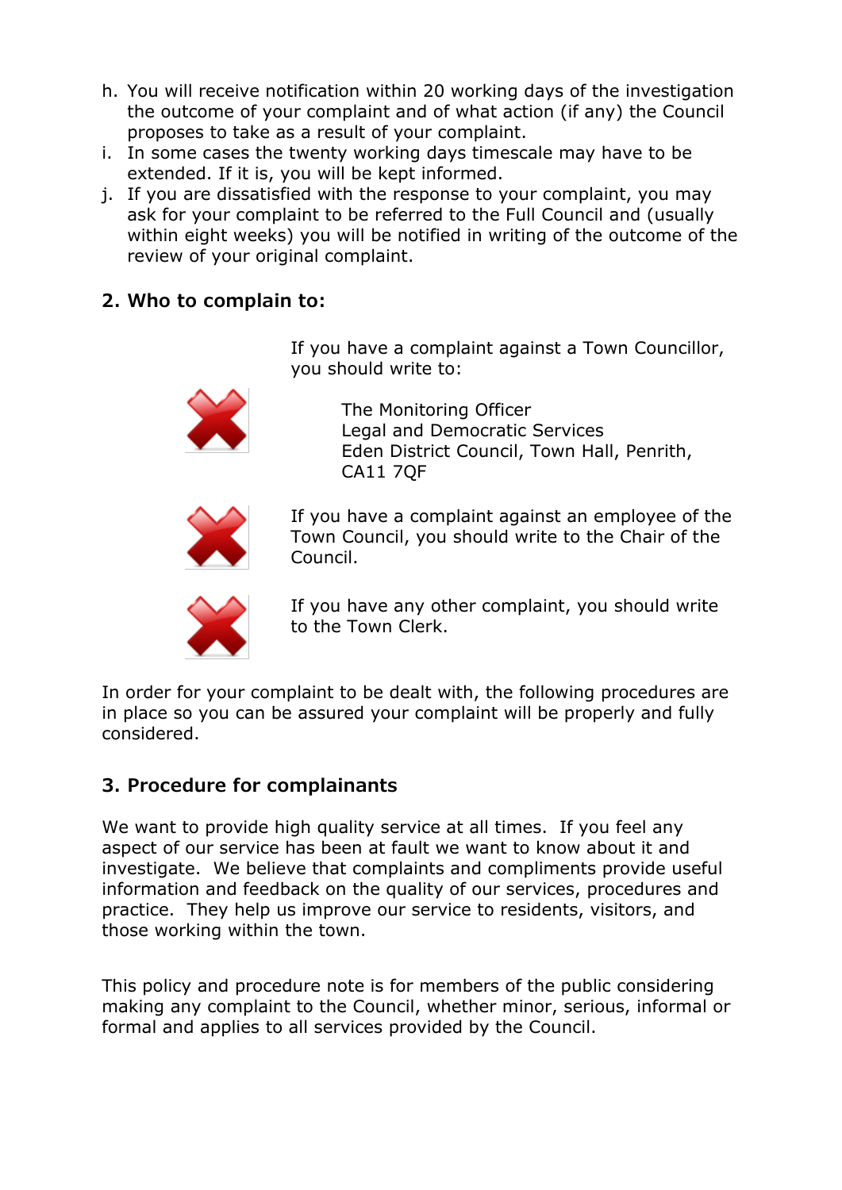h. You will receive notification within 20 working days of the investigation the outcome of your complaint and of what action (if any) the Council proposes to take as a result of your complaint.
i. In some cases the twenty working days timescale may have to be extended. If it is, you will be kept informed.
j. If you are dissatisfied with the response to your complaint, you may ask for your complaint to be referred to the Full Council and (usually within eight weeks) you will be notified in writing of the outcome of the review of your original complaint.

## 2. Who to complain to:

If you have a complaint against a Town Councillor, you should write to:

The Monitoring Officer
Legal and Democratic Services
Eden District Council, Town Hall, Penrith,
CA11 7QF

If you have a complaint against an employee of the Town Council, you should write to the Chair of the Council.

If you have any other complaint, you should write to the Town Clerk.

In order for your complaint to be dealt with, the following procedures are in place so you can be assured your complaint will be properly and fully considered.

## 3. Procedure for complainants

We want to provide high quality service at all times. If you feel any aspect of our service has been at fault we want to know about it and investigate. We believe that complaints and compliments provide useful information and feedback on the quality of our services, procedures and practice. They help us improve our service to residents, visitors, and those working within the town.

This policy and procedure note is for members of the public considering making any complaint to the Council, whether minor, serious, informal or formal and applies to all services provided by the Council.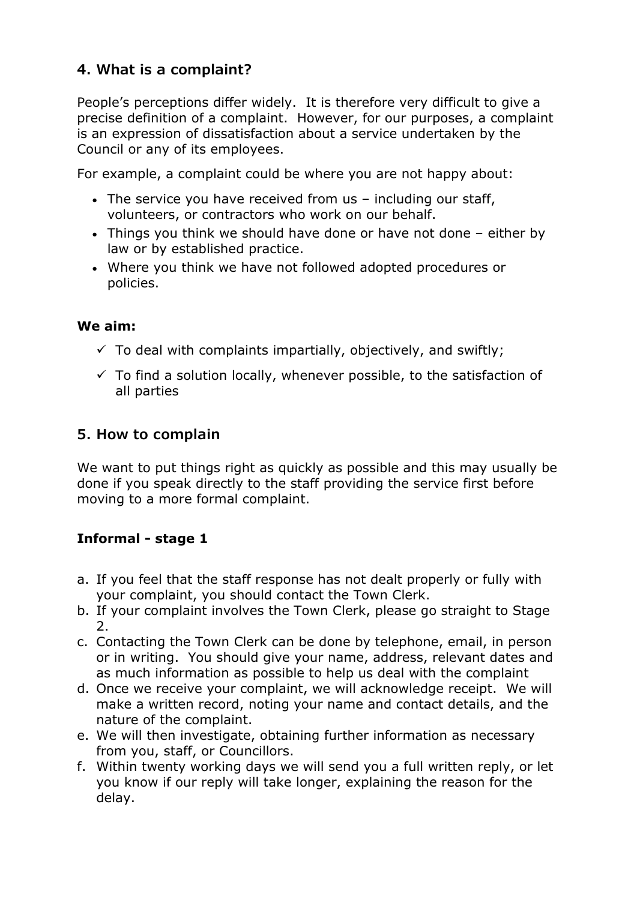## 4. What is a complaint?

People's perceptions differ widely. It is therefore very difficult to give a precise definition of a complaint. However, for our purposes, a complaint is an expression of dissatisfaction about a service undertaken by the Council or any of its employees.

For example, a complaint could be where you are not happy about:

- The service you have received from us – including our staff, volunteers, or contractors who work on our behalf.
- Things you think we should have done or have not done – either by law or by established practice.
- Where you think we have not followed adopted procedures or policies.

**We aim:**

- ✓ To deal with complaints impartially, objectively, and swiftly;
- ✓ To find a solution locally, whenever possible, to the satisfaction of all parties

## 5. How to complain

We want to put things right as quickly as possible and this may usually be done if you speak directly to the staff providing the service first before moving to a more formal complaint.

**Informal - stage 1**

a. If you feel that the staff response has not dealt properly or fully with your complaint, you should contact the Town Clerk.
b. If your complaint involves the Town Clerk, please go straight to Stage 2.
c. Contacting the Town Clerk can be done by telephone, email, in person or in writing. You should give your name, address, relevant dates and as much information as possible to help us deal with the complaint
d. Once we receive your complaint, we will acknowledge receipt. We will make a written record, noting your name and contact details, and the nature of the complaint.
e. We will then investigate, obtaining further information as necessary from you, staff, or Councillors.
f. Within twenty working days we will send you a full written reply, or let you know if our reply will take longer, explaining the reason for the delay.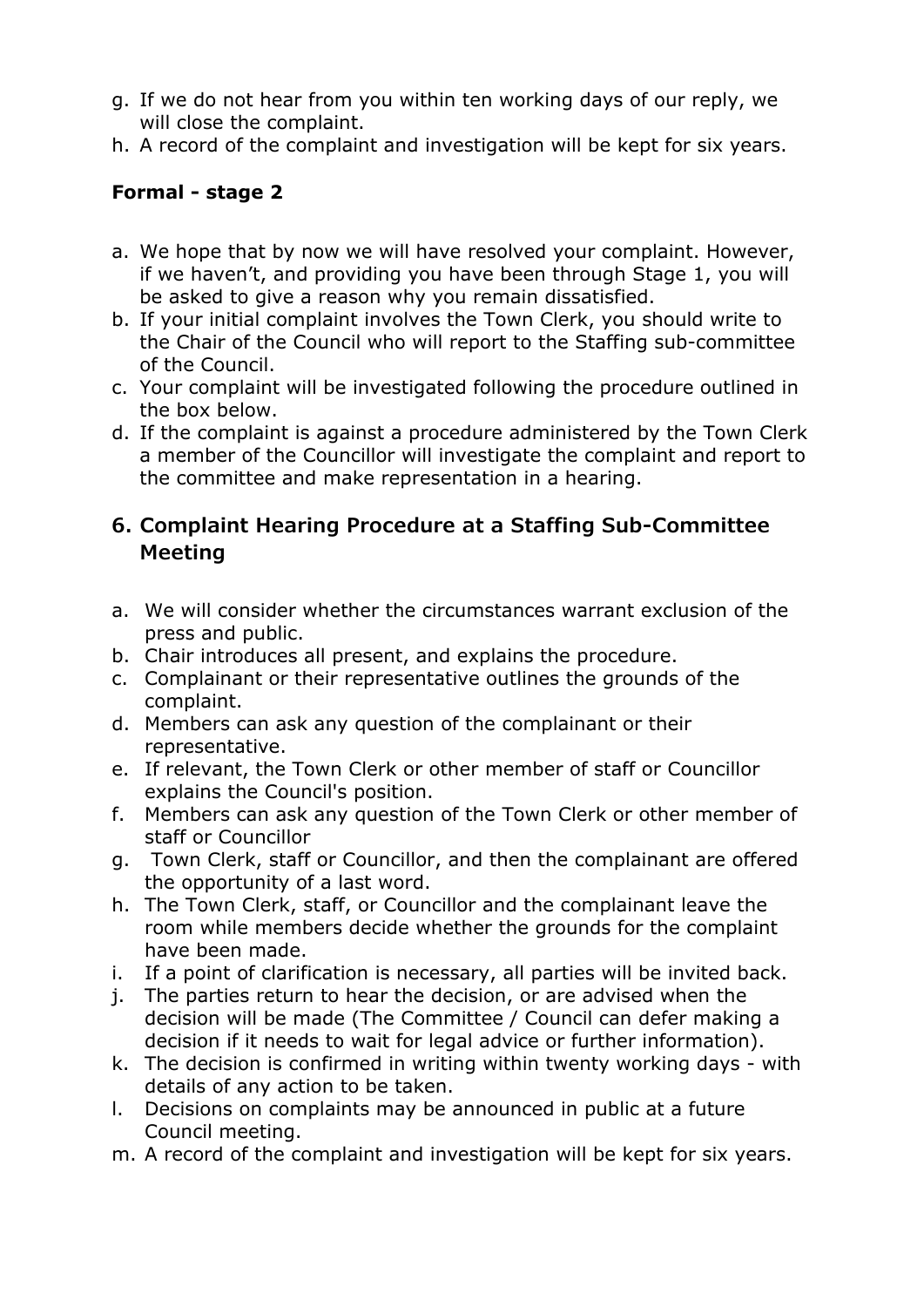g. If we do not hear from you within ten working days of our reply, we will close the complaint.
h. A record of the complaint and investigation will be kept for six years.

**Formal - stage 2**

a. We hope that by now we will have resolved your complaint. However, if we haven't, and providing you have been through Stage 1, you will be asked to give a reason why you remain dissatisfied.
b. If your initial complaint involves the Town Clerk, you should write to the Chair of the Council who will report to the Staffing sub-committee of the Council.
c. Your complaint will be investigated following the procedure outlined in the box below.
d. If the complaint is against a procedure administered by the Town Clerk a member of the Councillor will investigate the complaint and report to the committee and make representation in a hearing.

## 6. Complaint Hearing Procedure at a Staffing Sub-Committee Meeting

a. We will consider whether the circumstances warrant exclusion of the press and public.
b. Chair introduces all present, and explains the procedure.
c. Complainant or their representative outlines the grounds of the complaint.
d. Members can ask any question of the complainant or their representative.
e. If relevant, the Town Clerk or other member of staff or Councillor explains the Council's position.
f. Members can ask any question of the Town Clerk or other member of staff or Councillor
g. Town Clerk, staff or Councillor, and then the complainant are offered the opportunity of a last word.
h. The Town Clerk, staff, or Councillor and the complainant leave the room while members decide whether the grounds for the complaint have been made.
i. If a point of clarification is necessary, all parties will be invited back.
j. The parties return to hear the decision, or are advised when the decision will be made (The Committee / Council can defer making a decision if it needs to wait for legal advice or further information).
k. The decision is confirmed in writing within twenty working days - with details of any action to be taken.
l. Decisions on complaints may be announced in public at a future Council meeting.
m. A record of the complaint and investigation will be kept for six years.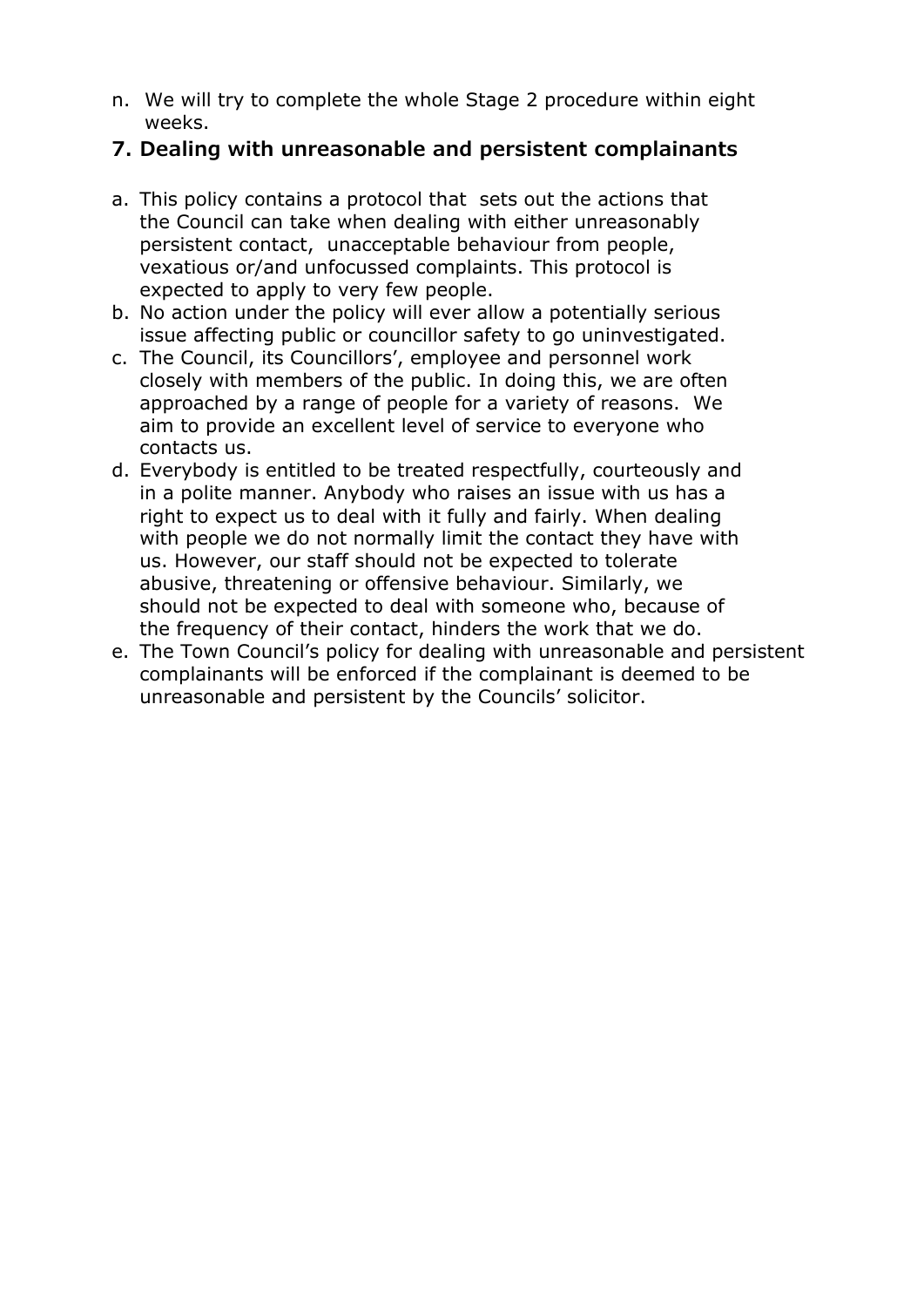n. We will try to complete the whole Stage 2 procedure within eight weeks.

## 7. Dealing with unreasonable and persistent complainants

a. This policy contains a protocol that sets out the actions that the Council can take when dealing with either unreasonably persistent contact, unacceptable behaviour from people, vexatious or/and unfocussed complaints. This protocol is expected to apply to very few people.
b. No action under the policy will ever allow a potentially serious issue affecting public or councillor safety to go uninvestigated.
c. The Council, its Councillors', employee and personnel work closely with members of the public. In doing this, we are often approached by a range of people for a variety of reasons. We aim to provide an excellent level of service to everyone who contacts us.
d. Everybody is entitled to be treated respectfully, courteously and in a polite manner. Anybody who raises an issue with us has a right to expect us to deal with it fully and fairly. When dealing with people we do not normally limit the contact they have with us. However, our staff should not be expected to tolerate abusive, threatening or offensive behaviour. Similarly, we should not be expected to deal with someone who, because of the frequency of their contact, hinders the work that we do.
e. The Town Council's policy for dealing with unreasonable and persistent complainants will be enforced if the complainant is deemed to be unreasonable and persistent by the Councils' solicitor.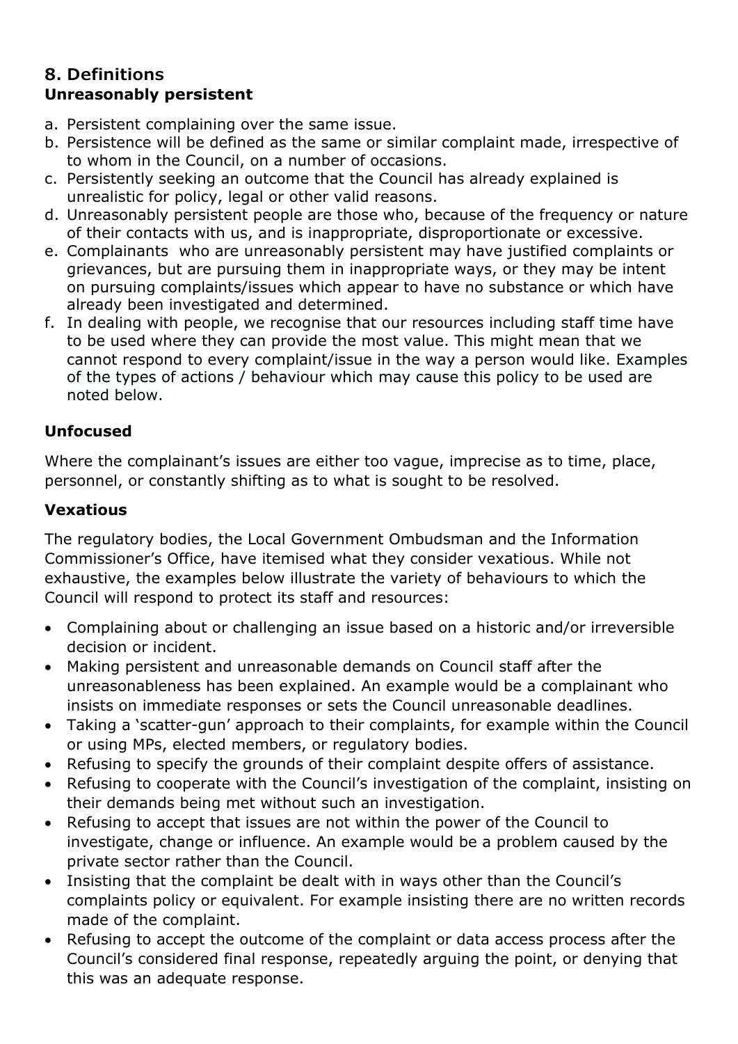## 8. Definitions

### Unreasonably persistent

a. Persistent complaining over the same issue.
b. Persistence will be defined as the same or similar complaint made, irrespective of to whom in the Council, on a number of occasions.
c. Persistently seeking an outcome that the Council has already explained is unrealistic for policy, legal or other valid reasons.
d. Unreasonably persistent people are those who, because of the frequency or nature of their contacts with us, and is inappropriate, disproportionate or excessive.
e. Complainants who are unreasonably persistent may have justified complaints or grievances, but are pursuing them in inappropriate ways, or they may be intent on pursuing complaints/issues which appear to have no substance or which have already been investigated and determined.
f. In dealing with people, we recognise that our resources including staff time have to be used where they can provide the most value. This might mean that we cannot respond to every complaint/issue in the way a person would like. Examples of the types of actions / behaviour which may cause this policy to be used are noted below.

### Unfocused

Where the complainant's issues are either too vague, imprecise as to time, place, personnel, or constantly shifting as to what is sought to be resolved.

### Vexatious

The regulatory bodies, the Local Government Ombudsman and the Information Commissioner's Office, have itemised what they consider vexatious. While not exhaustive, the examples below illustrate the variety of behaviours to which the Council will respond to protect its staff and resources:

- Complaining about or challenging an issue based on a historic and/or irreversible decision or incident.
- Making persistent and unreasonable demands on Council staff after the unreasonableness has been explained. An example would be a complainant who insists on immediate responses or sets the Council unreasonable deadlines.
- Taking a 'scatter-gun' approach to their complaints, for example within the Council or using MPs, elected members, or regulatory bodies.
- Refusing to specify the grounds of their complaint despite offers of assistance.
- Refusing to cooperate with the Council's investigation of the complaint, insisting on their demands being met without such an investigation.
- Refusing to accept that issues are not within the power of the Council to investigate, change or influence. An example would be a problem caused by the private sector rather than the Council.
- Insisting that the complaint be dealt with in ways other than the Council's complaints policy or equivalent. For example insisting there are no written records made of the complaint.
- Refusing to accept the outcome of the complaint or data access process after the Council's considered final response, repeatedly arguing the point, or denying that this was an adequate response.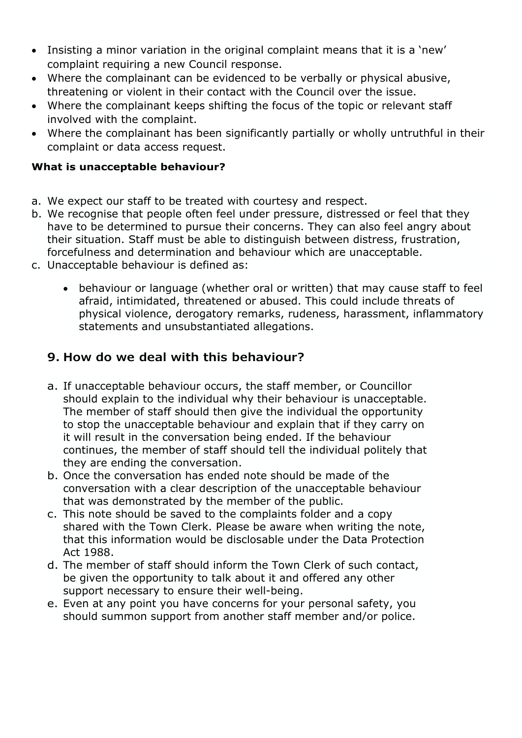- Insisting a minor variation in the original complaint means that it is a 'new' complaint requiring a new Council response.
- Where the complainant can be evidenced to be verbally or physical abusive, threatening or violent in their contact with the Council over the issue.
- Where the complainant keeps shifting the focus of the topic or relevant staff involved with the complaint.
- Where the complainant has been significantly partially or wholly untruthful in their complaint or data access request.

**What is unacceptable behaviour?**

a. We expect our staff to be treated with courtesy and respect.
b. We recognise that people often feel under pressure, distressed or feel that they have to be determined to pursue their concerns. They can also feel angry about their situation. Staff must be able to distinguish between distress, frustration, forcefulness and determination and behaviour which are unacceptable.
c. Unacceptable behaviour is defined as:

    - behaviour or language (whether oral or written) that may cause staff to feel afraid, intimidated, threatened or abused. This could include threats of physical violence, derogatory remarks, rudeness, harassment, inflammatory statements and unsubstantiated allegations.

## 9. How do we deal with this behaviour?

a. If unacceptable behaviour occurs, the staff member, or Councillor should explain to the individual why their behaviour is unacceptable. The member of staff should then give the individual the opportunity to stop the unacceptable behaviour and explain that if they carry on it will result in the conversation being ended. If the behaviour continues, the member of staff should tell the individual politely that they are ending the conversation.
b. Once the conversation has ended note should be made of the conversation with a clear description of the unacceptable behaviour that was demonstrated by the member of the public.
c. This note should be saved to the complaints folder and a copy shared with the Town Clerk. Please be aware when writing the note, that this information would be disclosable under the Data Protection Act 1988.
d. The member of staff should inform the Town Clerk of such contact, be given the opportunity to talk about it and offered any other support necessary to ensure their well-being.
e. Even at any point you have concerns for your personal safety, you should summon support from another staff member and/or police.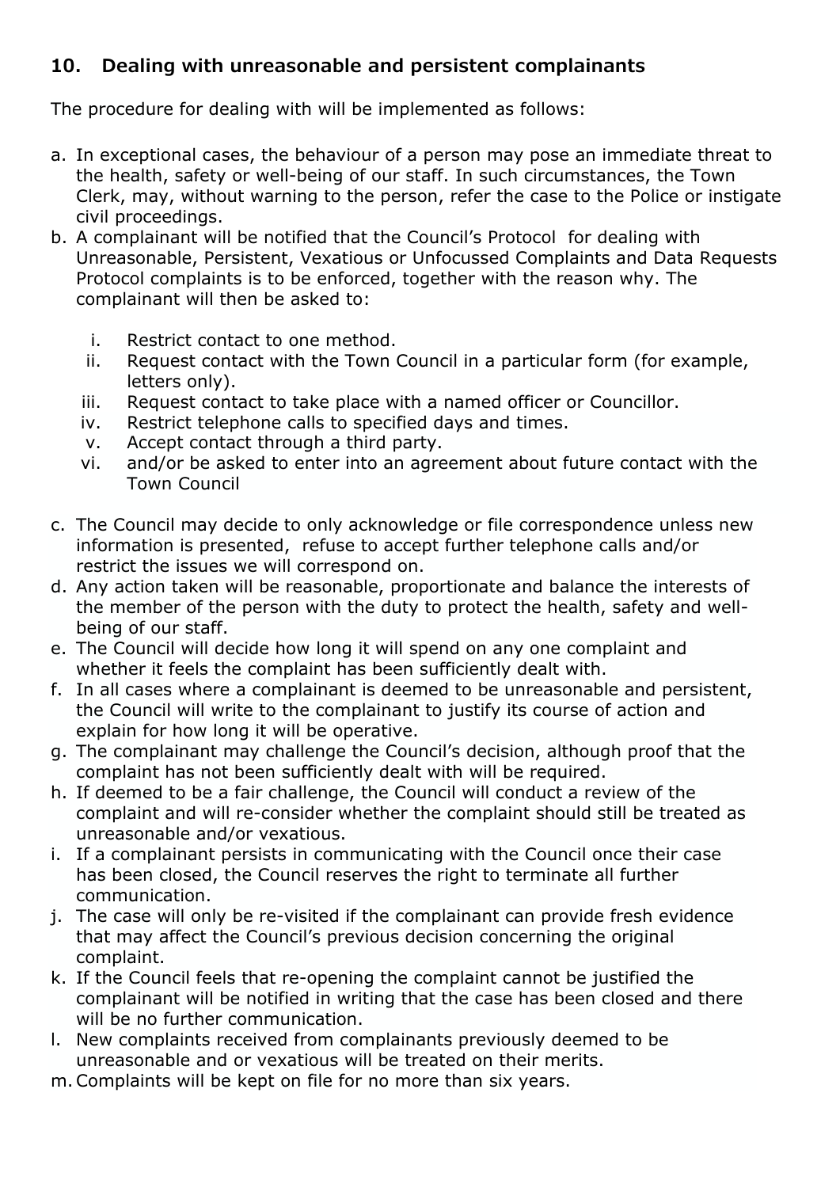## 10. Dealing with unreasonable and persistent complainants

The procedure for dealing with will be implemented as follows:

a. In exceptional cases, the behaviour of a person may pose an immediate threat to the health, safety or well-being of our staff. In such circumstances, the Town Clerk, may, without warning to the person, refer the case to the Police or instigate civil proceedings.
b. A complainant will be notified that the Council's Protocol for dealing with Unreasonable, Persistent, Vexatious or Unfocussed Complaints and Data Requests Protocol complaints is to be enforced, together with the reason why. The complainant will then be asked to:

   i. Restrict contact to one method.
   ii. Request contact with the Town Council in a particular form (for example, letters only).
   iii. Request contact to take place with a named officer or Councillor.
   iv. Restrict telephone calls to specified days and times.
   v. Accept contact through a third party.
   vi. and/or be asked to enter into an agreement about future contact with the Town Council

c. The Council may decide to only acknowledge or file correspondence unless new information is presented, refuse to accept further telephone calls and/or restrict the issues we will correspond on.
d. Any action taken will be reasonable, proportionate and balance the interests of the member of the person with the duty to protect the health, safety and well-being of our staff.
e. The Council will decide how long it will spend on any one complaint and whether it feels the complaint has been sufficiently dealt with.
f. In all cases where a complainant is deemed to be unreasonable and persistent, the Council will write to the complainant to justify its course of action and explain for how long it will be operative.
g. The complainant may challenge the Council's decision, although proof that the complaint has not been sufficiently dealt with will be required.
h. If deemed to be a fair challenge, the Council will conduct a review of the complaint and will re-consider whether the complaint should still be treated as unreasonable and/or vexatious.
i. If a complainant persists in communicating with the Council once their case has been closed, the Council reserves the right to terminate all further communication.
j. The case will only be re-visited if the complainant can provide fresh evidence that may affect the Council's previous decision concerning the original complaint.
k. If the Council feels that re-opening the complaint cannot be justified the complainant will be notified in writing that the case has been closed and there will be no further communication.
l. New complaints received from complainants previously deemed to be unreasonable and or vexatious will be treated on their merits.
m. Complaints will be kept on file for no more than six years.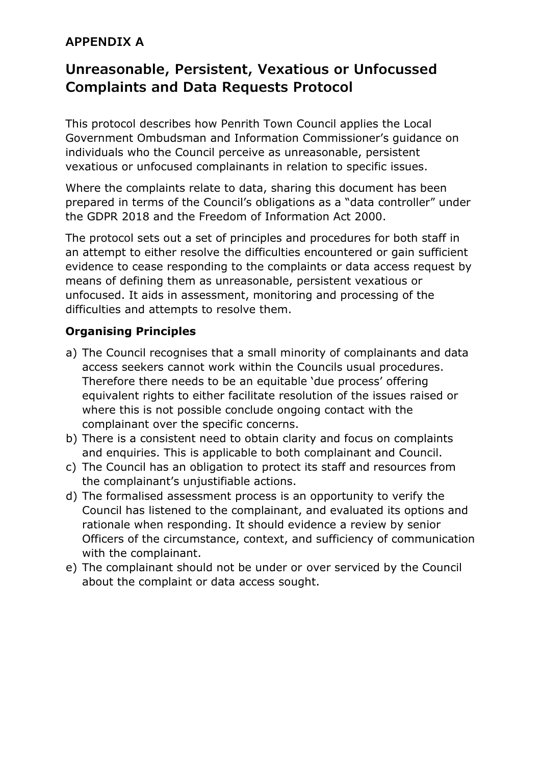**APPENDIX A**

## Unreasonable, Persistent, Vexatious or Unfocussed Complaints and Data Requests Protocol

This protocol describes how Penrith Town Council applies the Local Government Ombudsman and Information Commissioner's guidance on individuals who the Council perceive as unreasonable, persistent vexatious or unfocused complainants in relation to specific issues.

Where the complaints relate to data, sharing this document has been prepared in terms of the Council's obligations as a "data controller" under the GDPR 2018 and the Freedom of Information Act 2000.

The protocol sets out a set of principles and procedures for both staff in an attempt to either resolve the difficulties encountered or gain sufficient evidence to cease responding to the complaints or data access request by means of defining them as unreasonable, persistent vexatious or unfocused. It aids in assessment, monitoring and processing of the difficulties and attempts to resolve them.

### Organising Principles

a) The Council recognises that a small minority of complainants and data access seekers cannot work within the Councils usual procedures. Therefore there needs to be an equitable 'due process' offering equivalent rights to either facilitate resolution of the issues raised or where this is not possible conclude ongoing contact with the complainant over the specific concerns.
b) There is a consistent need to obtain clarity and focus on complaints and enquiries. This is applicable to both complainant and Council.
c) The Council has an obligation to protect its staff and resources from the complainant's unjustifiable actions.
d) The formalised assessment process is an opportunity to verify the Council has listened to the complainant, and evaluated its options and rationale when responding. It should evidence a review by senior Officers of the circumstance, context, and sufficiency of communication with the complainant.
e) The complainant should not be under or over serviced by the Council about the complaint or data access sought.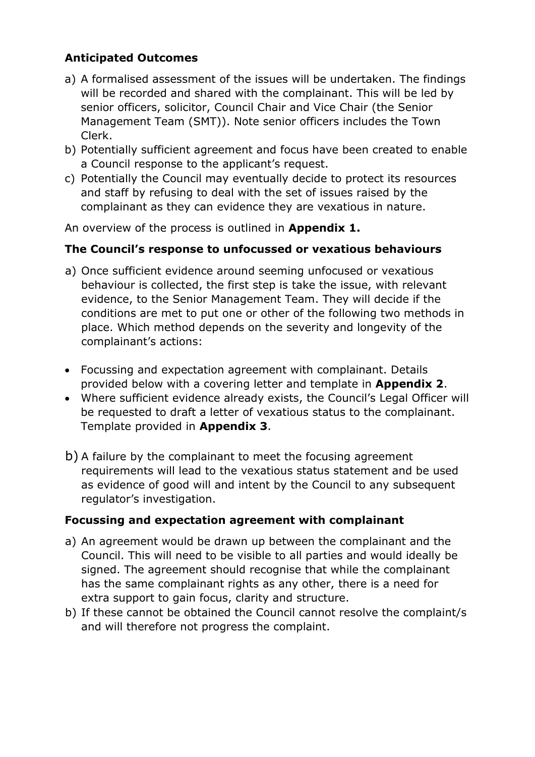**Anticipated Outcomes**

a) A formalised assessment of the issues will be undertaken. The findings will be recorded and shared with the complainant. This will be led by senior officers, solicitor, Council Chair and Vice Chair (the Senior Management Team (SMT)). Note senior officers includes the Town Clerk.
b) Potentially sufficient agreement and focus have been created to enable a Council response to the applicant's request.
c) Potentially the Council may eventually decide to protect its resources and staff by refusing to deal with the set of issues raised by the complainant as they can evidence they are vexatious in nature.

An overview of the process is outlined in **Appendix 1.**

**The Council's response to unfocussed or vexatious behaviours**

a) Once sufficient evidence around seeming unfocused or vexatious behaviour is collected, the first step is take the issue, with relevant evidence, to the Senior Management Team. They will decide if the conditions are met to put one or other of the following two methods in place. Which method depends on the severity and longevity of the complainant's actions:

- Focussing and expectation agreement with complainant. Details provided below with a covering letter and template in **Appendix 2**.
- Where sufficient evidence already exists, the Council's Legal Officer will be requested to draft a letter of vexatious status to the complainant. Template provided in **Appendix 3**.

b) A failure by the complainant to meet the focusing agreement requirements will lead to the vexatious status statement and be used as evidence of good will and intent by the Council to any subsequent regulator's investigation.

**Focussing and expectation agreement with complainant**

a) An agreement would be drawn up between the complainant and the Council. This will need to be visible to all parties and would ideally be signed. The agreement should recognise that while the complainant has the same complainant rights as any other, there is a need for extra support to gain focus, clarity and structure.
b) If these cannot be obtained the Council cannot resolve the complaint/s and will therefore not progress the complaint.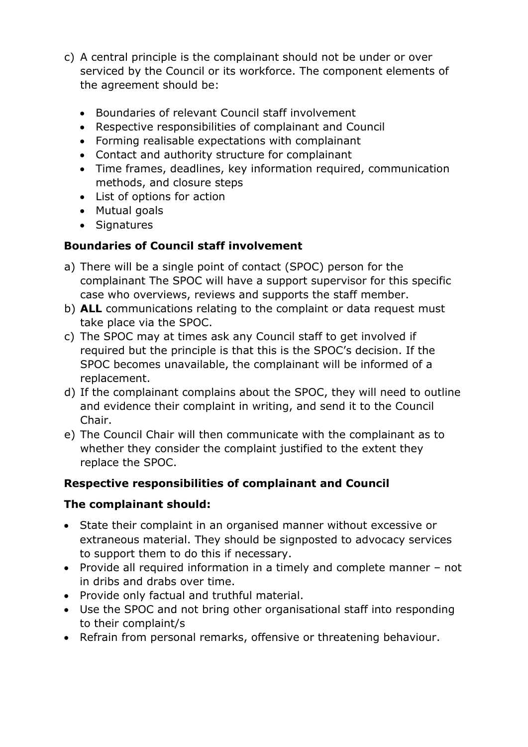c) A central principle is the complainant should not be under or over serviced by the Council or its workforce. The component elements of the agreement should be:

- Boundaries of relevant Council staff involvement
- Respective responsibilities of complainant and Council
- Forming realisable expectations with complainant
- Contact and authority structure for complainant
- Time frames, deadlines, key information required, communication methods, and closure steps
- List of options for action
- Mutual goals
- Signatures

**Boundaries of Council staff involvement**

a) There will be a single point of contact (SPOC) person for the complainant The SPOC will have a support supervisor for this specific case who overviews, reviews and supports the staff member.
b) **ALL** communications relating to the complaint or data request must take place via the SPOC.
c) The SPOC may at times ask any Council staff to get involved if required but the principle is that this is the SPOC's decision. If the SPOC becomes unavailable, the complainant will be informed of a replacement.
d) If the complainant complains about the SPOC, they will need to outline and evidence their complaint in writing, and send it to the Council Chair.
e) The Council Chair will then communicate with the complainant as to whether they consider the complaint justified to the extent they replace the SPOC.

**Respective responsibilities of complainant and Council**

**The complainant should:**

- State their complaint in an organised manner without excessive or extraneous material. They should be signposted to advocacy services to support them to do this if necessary.
- Provide all required information in a timely and complete manner – not in dribs and drabs over time.
- Provide only factual and truthful material.
- Use the SPOC and not bring other organisational staff into responding to their complaint/s
- Refrain from personal remarks, offensive or threatening behaviour.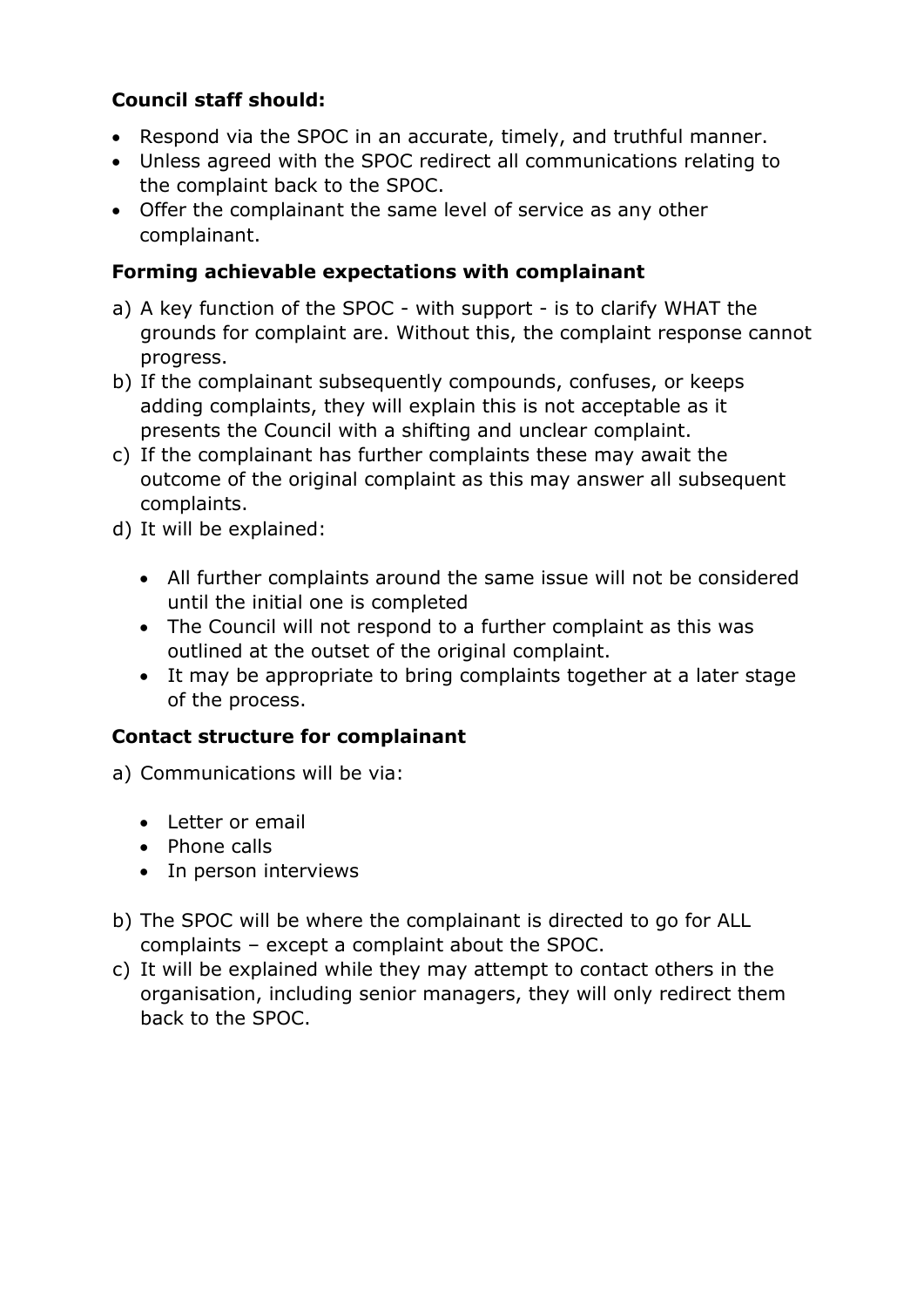**Council staff should:**

- Respond via the SPOC in an accurate, timely, and truthful manner.
- Unless agreed with the SPOC redirect all communications relating to the complaint back to the SPOC.
- Offer the complainant the same level of service as any other complainant.

**Forming achievable expectations with complainant**

a) A key function of the SPOC - with support - is to clarify WHAT the grounds for complaint are. Without this, the complaint response cannot progress.

b) If the complainant subsequently compounds, confuses, or keeps adding complaints, they will explain this is not acceptable as it presents the Council with a shifting and unclear complaint.

c) If the complainant has further complaints these may await the outcome of the original complaint as this may answer all subsequent complaints.

d) It will be explained:

   - All further complaints around the same issue will not be considered until the initial one is completed
   - The Council will not respond to a further complaint as this was outlined at the outset of the original complaint.
   - It may be appropriate to bring complaints together at a later stage of the process.

**Contact structure for complainant**

a) Communications will be via:

   - Letter or email
   - Phone calls
   - In person interviews

b) The SPOC will be where the complainant is directed to go for ALL complaints – except a complaint about the SPOC.

c) It will be explained while they may attempt to contact others in the organisation, including senior managers, they will only redirect them back to the SPOC.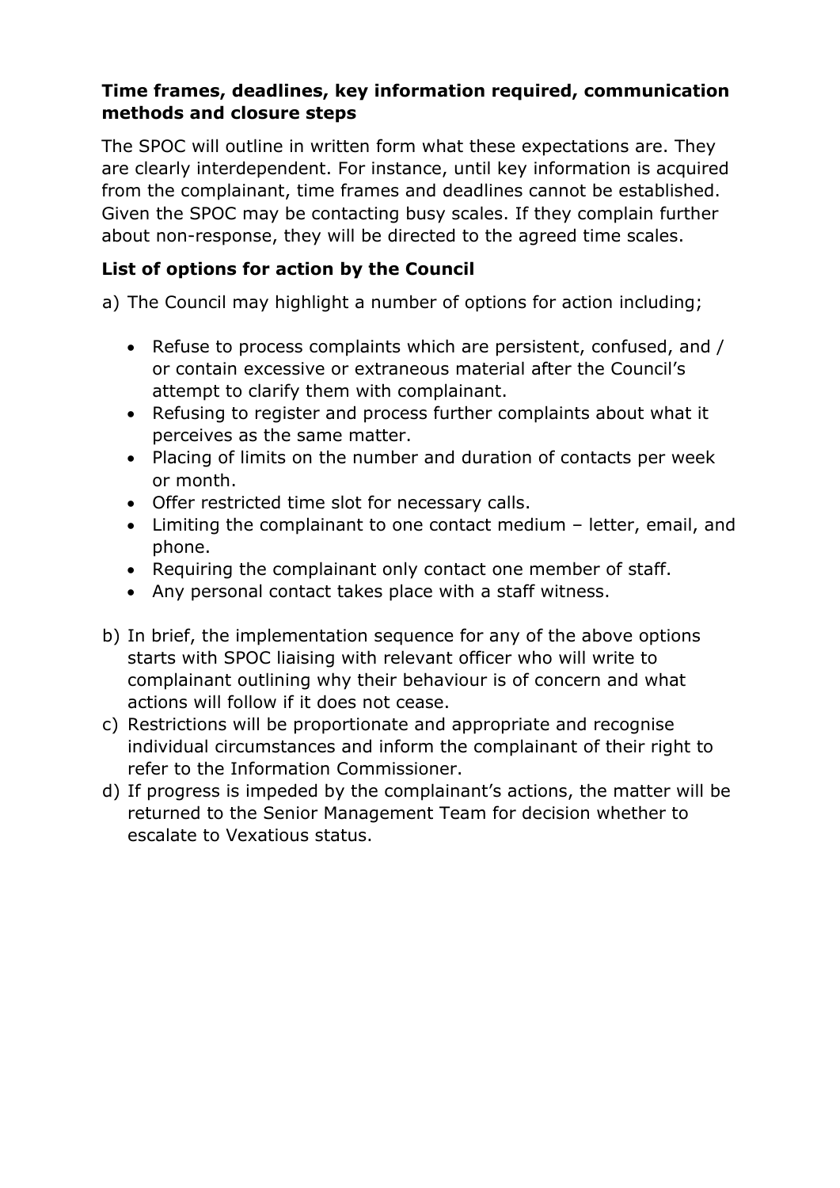**Time frames, deadlines, key information required, communication methods and closure steps**

The SPOC will outline in written form what these expectations are. They are clearly interdependent. For instance, until key information is acquired from the complainant, time frames and deadlines cannot be established. Given the SPOC may be contacting busy scales. If they complain further about non-response, they will be directed to the agreed time scales.

**List of options for action by the Council**

a) The Council may highlight a number of options for action including;

   - Refuse to process complaints which are persistent, confused, and / or contain excessive or extraneous material after the Council's attempt to clarify them with complainant.
   - Refusing to register and process further complaints about what it perceives as the same matter.
   - Placing of limits on the number and duration of contacts per week or month.
   - Offer restricted time slot for necessary calls.
   - Limiting the complainant to one contact medium – letter, email, and phone.
   - Requiring the complainant only contact one member of staff.
   - Any personal contact takes place with a staff witness.

b) In brief, the implementation sequence for any of the above options starts with SPOC liaising with relevant officer who will write to complainant outlining why their behaviour is of concern and what actions will follow if it does not cease.

c) Restrictions will be proportionate and appropriate and recognise individual circumstances and inform the complainant of their right to refer to the Information Commissioner.

d) If progress is impeded by the complainant's actions, the matter will be returned to the Senior Management Team for decision whether to escalate to Vexatious status.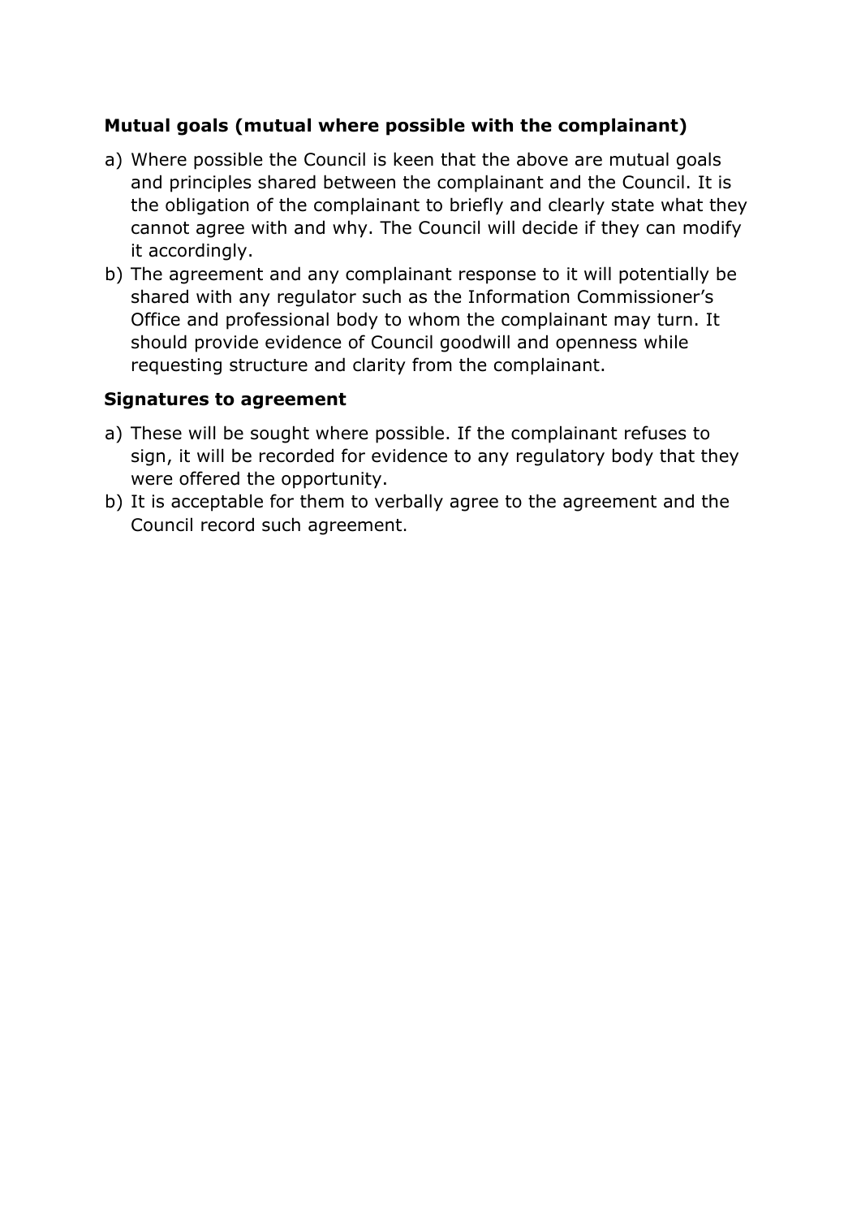**Mutual goals (mutual where possible with the complainant)**

a) Where possible the Council is keen that the above are mutual goals and principles shared between the complainant and the Council. It is the obligation of the complainant to briefly and clearly state what they cannot agree with and why. The Council will decide if they can modify it accordingly.

b) The agreement and any complainant response to it will potentially be shared with any regulator such as the Information Commissioner's Office and professional body to whom the complainant may turn. It should provide evidence of Council goodwill and openness while requesting structure and clarity from the complainant.

**Signatures to agreement**

a) These will be sought where possible. If the complainant refuses to sign, it will be recorded for evidence to any regulatory body that they were offered the opportunity.

b) It is acceptable for them to verbally agree to the agreement and the Council record such agreement.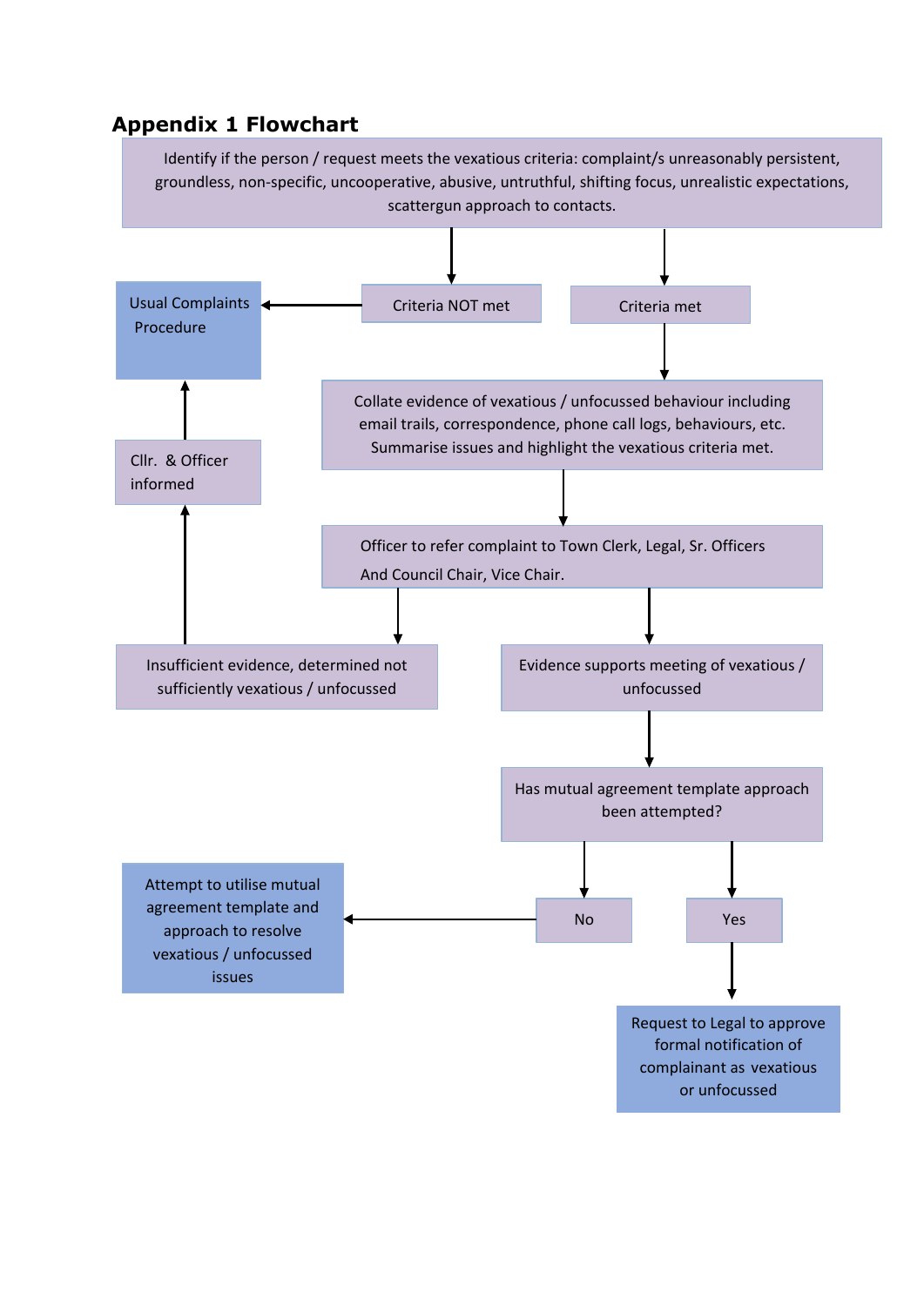## Appendix 1 Flowchart

Identify if the person / request meets the vexatious criteria: complaint/s unreasonably persistent, groundless, non-specific, uncooperative, abusive, untruthful, shifting focus, unrealistic expectations, scattergun approach to contacts.

Criteria NOT met

Usual Complaints Procedure

Criteria met

Collate evidence of vexatious / unfocussed behaviour including email trails, correspondence, phone call logs, behaviours, etc. Summarise issues and highlight the vexatious criteria met.

Cllr. & Officer informed

Officer to refer complaint to Town Clerk, Legal, Sr. Officers And Council Chair, Vice Chair.

Insufficient evidence, determined not sufficiently vexatious / unfocussed

Evidence supports meeting of vexatious / unfocussed

Has mutual agreement template approach been attempted?

Attempt to utilise mutual agreement template and approach to resolve vexatious / unfocussed issues

No

Yes

Request to Legal to approve formal notification of complainant as vexatious or unfocussed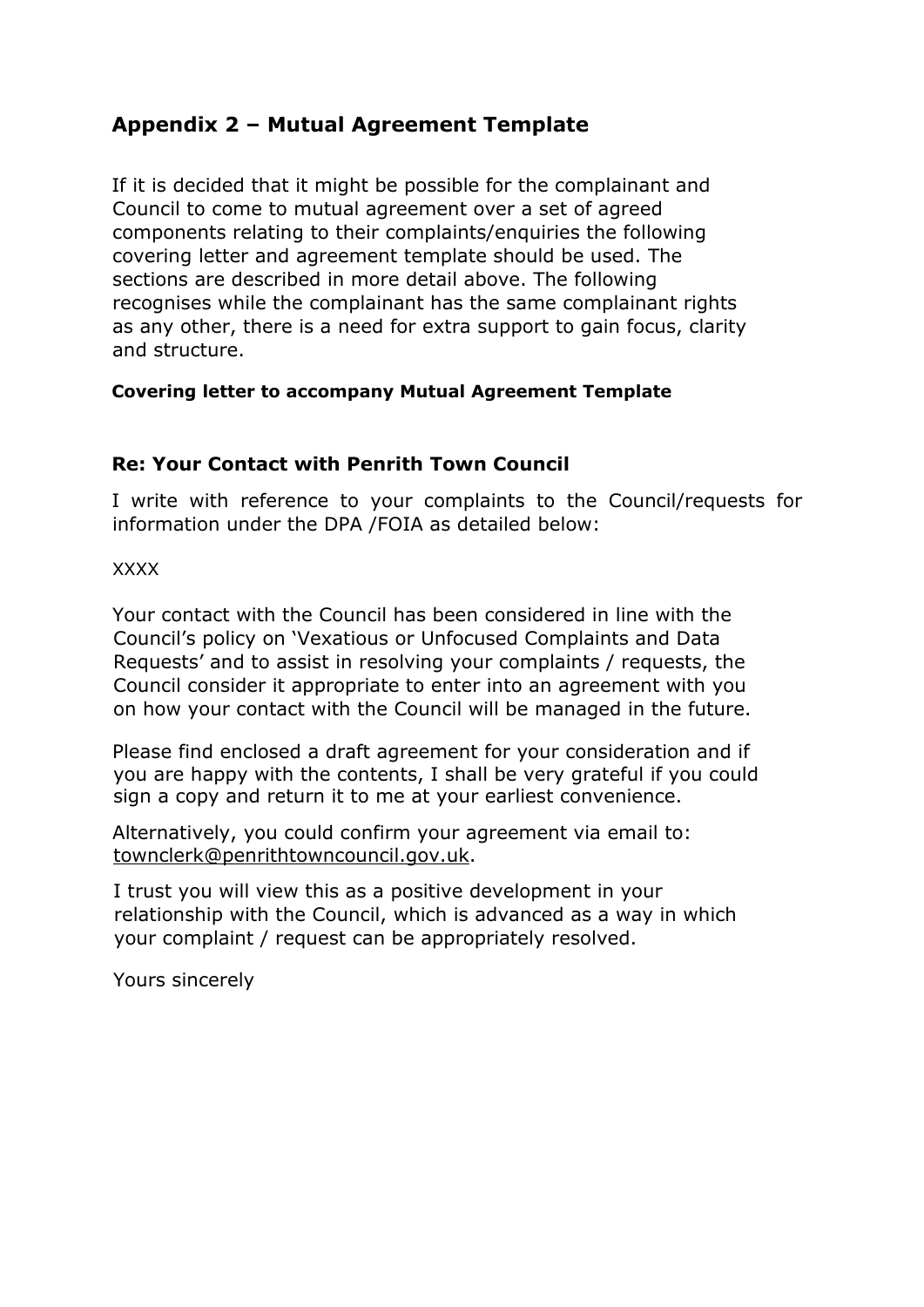## Appendix 2 – Mutual Agreement Template

If it is decided that it might be possible for the complainant and Council to come to mutual agreement over a set of agreed components relating to their complaints/enquiries the following covering letter and agreement template should be used. The sections are described in more detail above. The following recognises while the complainant has the same complainant rights as any other, there is a need for extra support to gain focus, clarity and structure.

#### Covering letter to accompany Mutual Agreement Template

### Re: Your Contact with Penrith Town Council

I write with reference to your complaints to the Council/requests for information under the DPA /FOIA as detailed below:

XXXX

Your contact with the Council has been considered in line with the Council's policy on 'Vexatious or Unfocused Complaints and Data Requests' and to assist in resolving your complaints / requests, the Council consider it appropriate to enter into an agreement with you on how your contact with the Council will be managed in the future.

Please find enclosed a draft agreement for your consideration and if you are happy with the contents, I shall be very grateful if you could sign a copy and return it to me at your earliest convenience.

Alternatively, you could confirm your agreement via email to: townclerk@penrithtowncouncil.gov.uk.

I trust you will view this as a positive development in your relationship with the Council, which is advanced as a way in which your complaint / request can be appropriately resolved.

Yours sincerely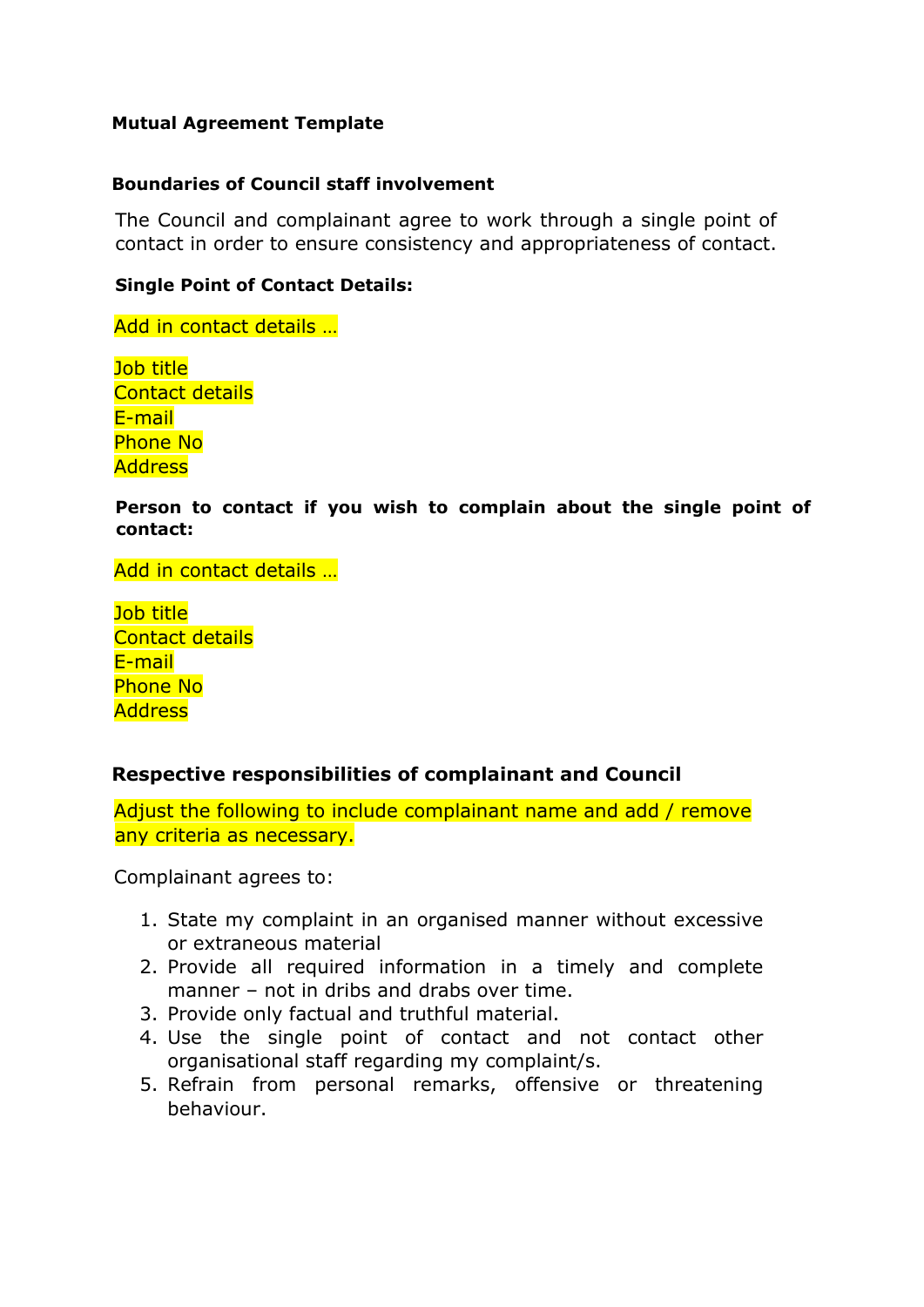## Mutual Agreement Template

### Boundaries of Council staff involvement

The Council and complainant agree to work through a single point of contact in order to ensure consistency and appropriateness of contact.

**Single Point of Contact Details:**

Add in contact details …

Job title
Contact details
E-mail
Phone No
Address

**Person to contact if you wish to complain about the single point of contact:**

Add in contact details …

Job title
Contact details
E-mail
Phone No
Address

### Respective responsibilities of complainant and Council

Adjust the following to include complainant name and add / remove any criteria as necessary.

Complainant agrees to:

1. State my complaint in an organised manner without excessive or extraneous material
2. Provide all required information in a timely and complete manner – not in dribs and drabs over time.
3. Provide only factual and truthful material.
4. Use the single point of contact and not contact other organisational staff regarding my complaint/s.
5. Refrain from personal remarks, offensive or threatening behaviour.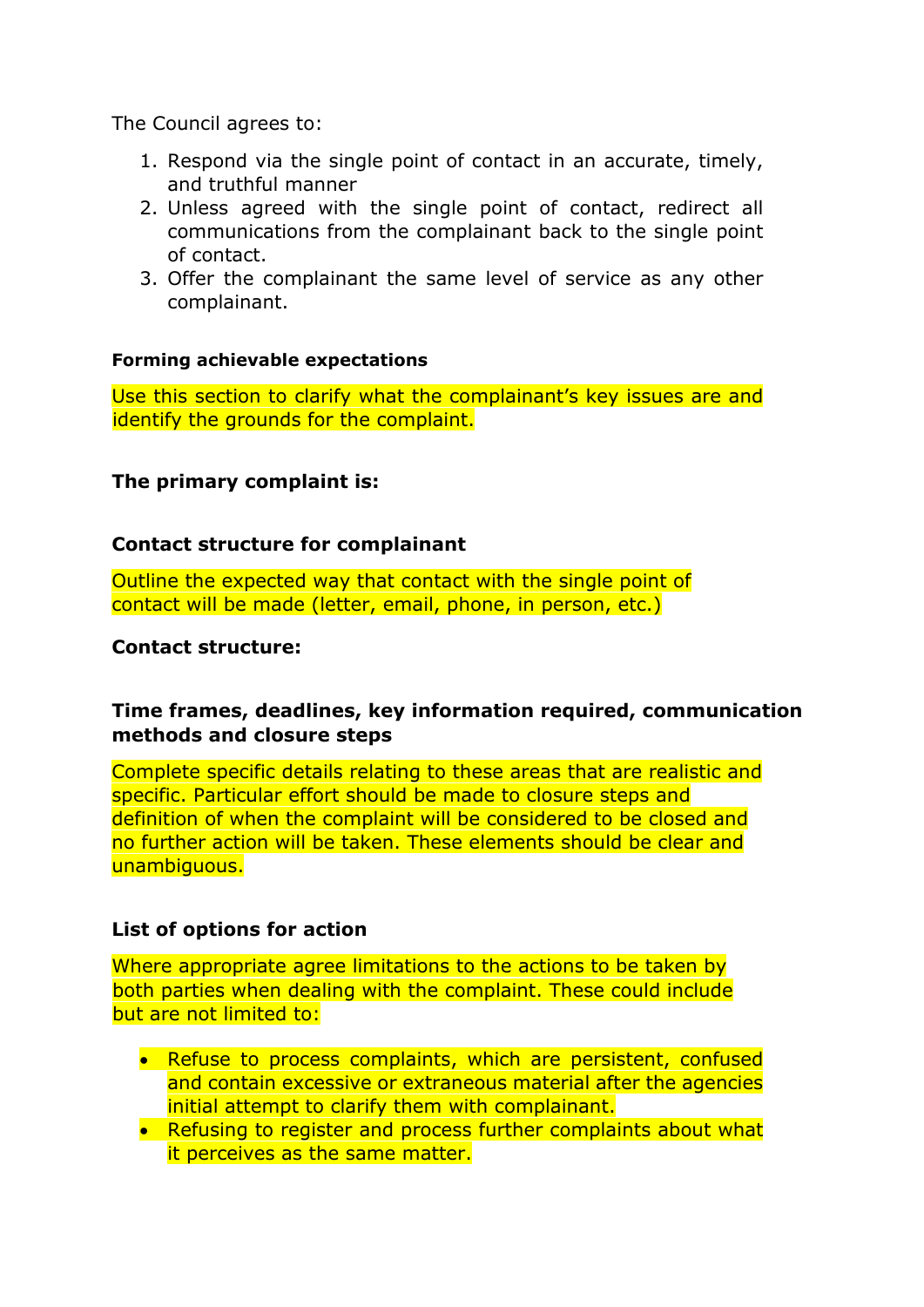The Council agrees to:

1. Respond via the single point of contact in an accurate, timely, and truthful manner
2. Unless agreed with the single point of contact, redirect all communications from the complainant back to the single point of contact.
3. Offer the complainant the same level of service as any other complainant.

**Forming achievable expectations**

Use this section to clarify what the complainant's key issues are and identify the grounds for the complaint.

**The primary complaint is:**

**Contact structure for complainant**

Outline the expected way that contact with the single point of contact will be made (letter, email, phone, in person, etc.)

**Contact structure:**

**Time frames, deadlines, key information required, communication methods and closure steps**

Complete specific details relating to these areas that are realistic and specific. Particular effort should be made to closure steps and definition of when the complaint will be considered to be closed and no further action will be taken. These elements should be clear and unambiguous.

**List of options for action**

Where appropriate agree limitations to the actions to be taken by both parties when dealing with the complaint. These could include but are not limited to:

- Refuse to process complaints, which are persistent, confused and contain excessive or extraneous material after the agencies initial attempt to clarify them with complainant.
- Refusing to register and process further complaints about what it perceives as the same matter.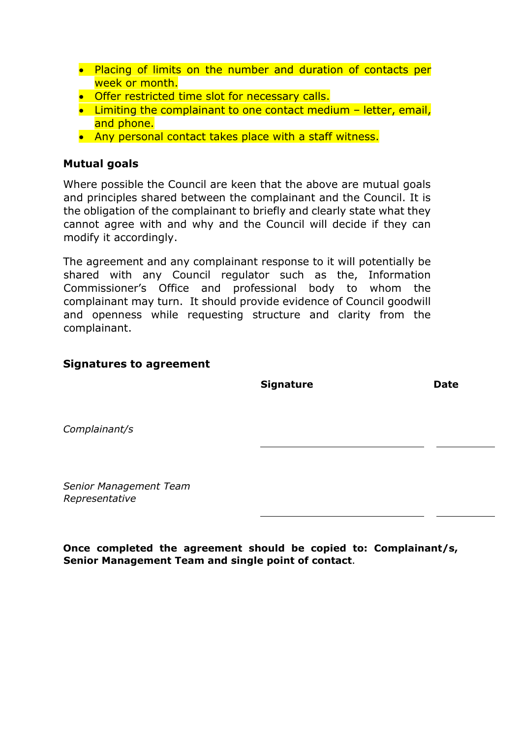- Placing of limits on the number and duration of contacts per week or month.
- Offer restricted time slot for necessary calls.
- Limiting the complainant to one contact medium – letter, email, and phone.
- Any personal contact takes place with a staff witness.

**Mutual goals**

Where possible the Council are keen that the above are mutual goals and principles shared between the complainant and the Council. It is the obligation of the complainant to briefly and clearly state what they cannot agree with and why and the Council will decide if they can modify it accordingly.

The agreement and any complainant response to it will potentially be shared with any Council regulator such as the, Information Commissioner's Office and professional body to whom the complainant may turn. It should provide evidence of Council goodwill and openness while requesting structure and clarity from the complainant.

**Signatures to agreement**

| | **Signature** | **Date** |
|---|---|---|
| *Complainant/s* | ______________________ | __________ |
| *Senior Management Team Representative* | ______________________ | __________ |

**Once completed the agreement should be copied to: Complainant/s, Senior Management Team and single point of contact**.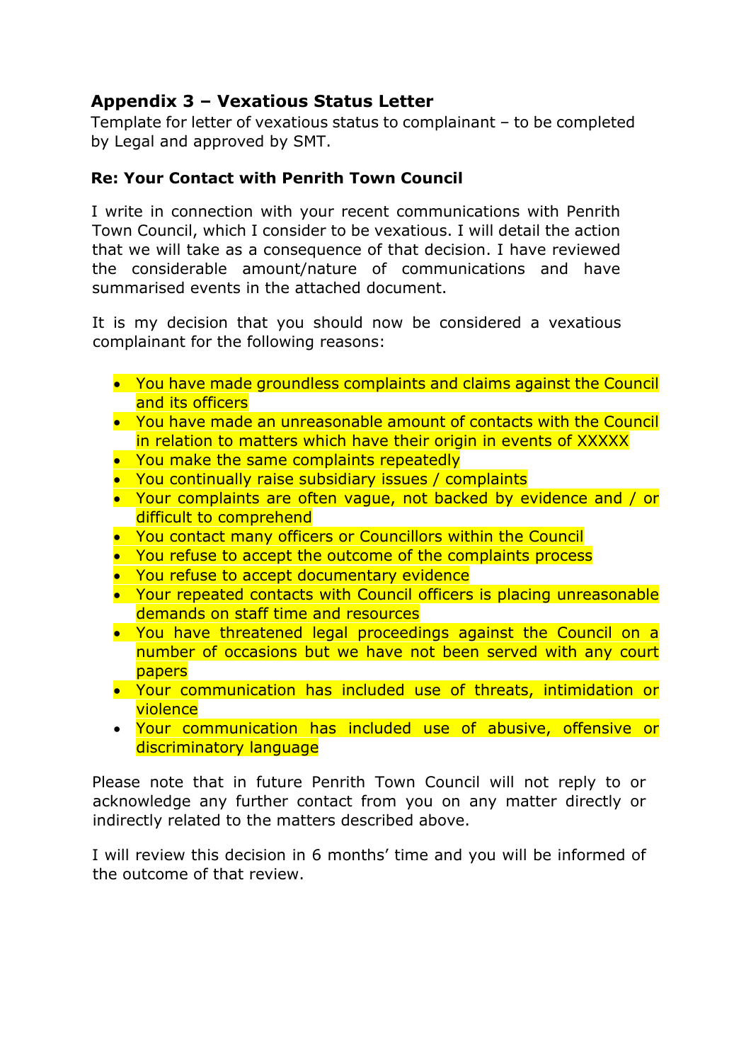## Appendix 3 – Vexatious Status Letter

Template for letter of vexatious status to complainant – to be completed by Legal and approved by SMT.

**Re: Your Contact with Penrith Town Council**

I write in connection with your recent communications with Penrith Town Council, which I consider to be vexatious. I will detail the action that we will take as a consequence of that decision. I have reviewed the considerable amount/nature of communications and have summarised events in the attached document.

It is my decision that you should now be considered a vexatious complainant for the following reasons:

- You have made groundless complaints and claims against the Council and its officers
- You have made an unreasonable amount of contacts with the Council in relation to matters which have their origin in events of XXXXX
- You make the same complaints repeatedly
- You continually raise subsidiary issues / complaints
- Your complaints are often vague, not backed by evidence and / or difficult to comprehend
- You contact many officers or Councillors within the Council
- You refuse to accept the outcome of the complaints process
- You refuse to accept documentary evidence
- Your repeated contacts with Council officers is placing unreasonable demands on staff time and resources
- You have threatened legal proceedings against the Council on a number of occasions but we have not been served with any court papers
- Your communication has included use of threats, intimidation or violence
- Your communication has included use of abusive, offensive or discriminatory language

Please note that in future Penrith Town Council will not reply to or acknowledge any further contact from you on any matter directly or indirectly related to the matters described above.

I will review this decision in 6 months' time and you will be informed of the outcome of that review.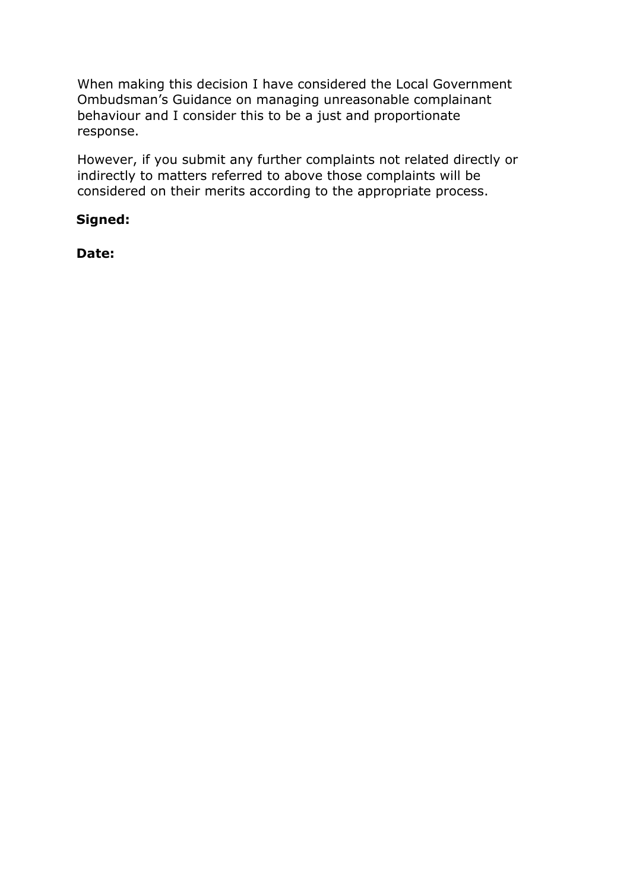When making this decision I have considered the Local Government Ombudsman's Guidance on managing unreasonable complainant behaviour and I consider this to be a just and proportionate response.

However, if you submit any further complaints not related directly or indirectly to matters referred to above those complaints will be considered on their merits according to the appropriate process.

**Signed:**

**Date:**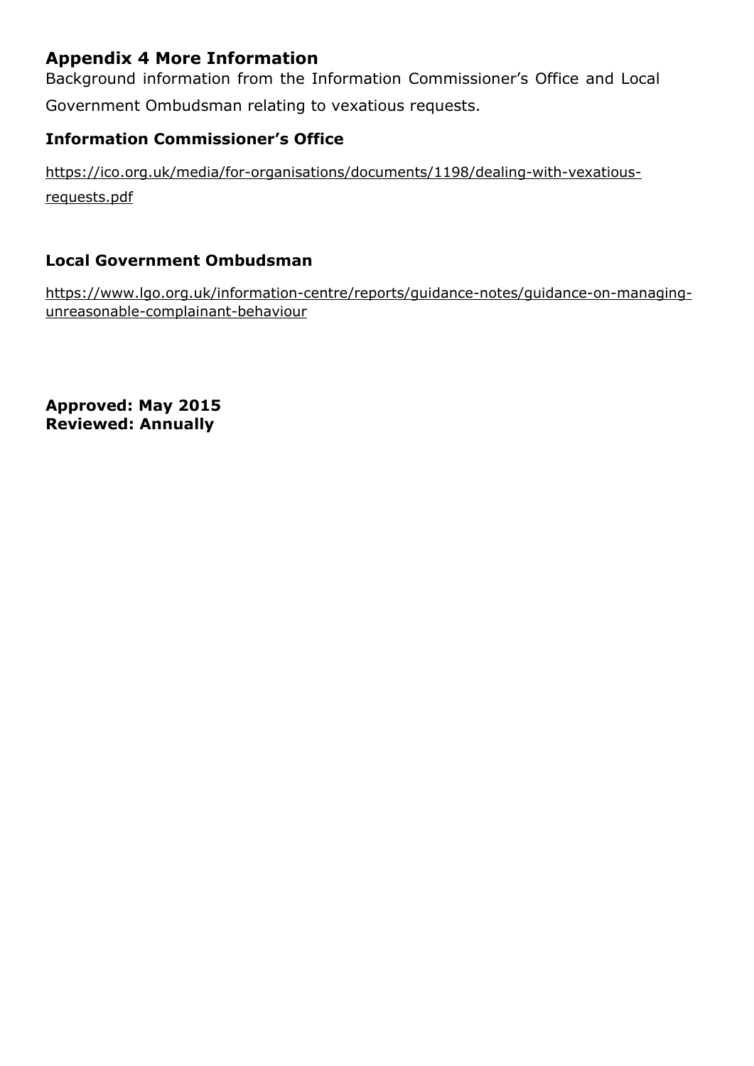## Appendix 4 More Information

Background information from the Information Commissioner's Office and Local Government Ombudsman relating to vexatious requests.

### Information Commissioner's Office

https://ico.org.uk/media/for-organisations/documents/1198/dealing-with-vexatious-requests.pdf

### Local Government Ombudsman

https://www.lgo.org.uk/information-centre/reports/guidance-notes/guidance-on-managing-unreasonable-complainant-behaviour

**Approved: May 2015**
**Reviewed: Annually**